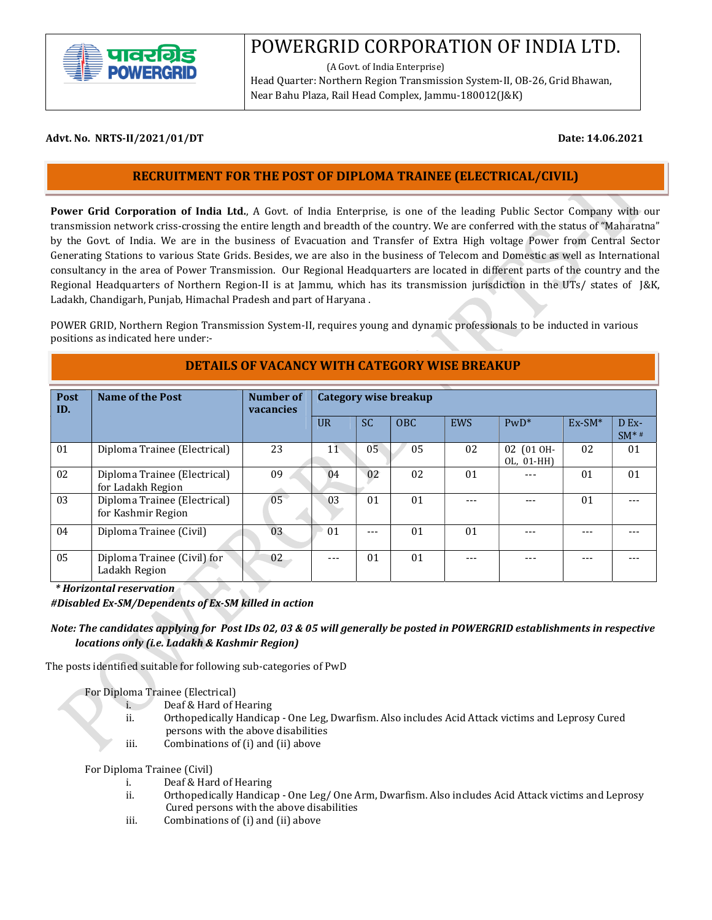# POWERGRID CORPORATION OF INDIA LTD.

(A Govt. of India Enterprise)

Head Quarter: Northern Region Transmission System-II, OB-26, Grid Bhawan, Near Bahu Plaza, Rail Head Complex, Jammu-180012(J&K)

**Advt. No. NRTS-II/2021/01/DT** **Date: 14.06.2021**

## RECRUITMENT FOR THE POST OF DIPLOMA TRAINEE (ELECTRICAL/CIVIL)

**Power Grid Corporation of India Ltd.**, A Govt. of India Enterprise, is one of the leading Public Sector Company with our transmission network criss-crossing the entire length and breadth of the country. We are conferred with the status of "Maharatna" by the Govt. of India. We are in the business of Evacuation and Transfer of Extra High voltage Power from Central Sector Generating Stations to various State Grids. Besides, we are also in the business of Telecom and Domestic as well as International consultancy in the area of Power Transmission. Our Regional Headquarters are located in different parts of the country and the Regional Headquarters of Northern Region-II is at Jammu, which has its transmission jurisdiction in the UTs/ states of J&K, Ladakh, Chandigarh, Punjab, Himachal Pradesh and part of Haryana .

POWER GRID, Northern Region Transmission System-II, requires young and dynamic professionals to be inducted in various positions as indicated here under:-

## DETAILS OF VACANCY WITH CATEGORY WISE BREAKUP

| Post ID. | Name of the Post | Number of vacancies | Category wise breakup | | | | | | |
|---|---|---|---|---|---|---|---|---|---|
| | | | UR | SC | OBC | EWS | PwD* | Ex-SM* | D Ex-SM* # |
| 01 | Diploma Trainee (Electrical) | 23 | 11 | 05 | 05 | 02 | 02 (01 OH-OL, 01-HH) | 02 | 01 |
| 02 | Diploma Trainee (Electrical) for Ladakh Region | 09 | 04 | 02 | 02 | 01 | --- | 01 | 01 |
| 03 | Diploma Trainee (Electrical) for Kashmir Region | 05 | 03 | 01 | 01 | --- | --- | 01 | --- |
| 04 | Diploma Trainee (Civil) | 03 | 01 | --- | 01 | 01 | --- | --- | --- |
| 05 | Diploma Trainee (Civil) for Ladakh Region | 02 | --- | 01 | 01 | --- | --- | --- | --- |

*\* Horizontal reservation*

*#Disabled Ex-SM/Dependents of Ex-SM killed in action*

***Note: The candidates applying for Post IDs 02, 03 & 05 will generally be posted in POWERGRID establishments in respective locations only (i.e. Ladakh & Kashmir Region)***

The posts identified suitable for following sub-categories of PwD

For Diploma Trainee (Electrical)

i. Deaf & Hard of Hearing
ii. Orthopedically Handicap - One Leg, Dwarfism. Also includes Acid Attack victims and Leprosy Cured persons with the above disabilities
iii. Combinations of (i) and (ii) above

For Diploma Trainee (Civil)

i. Deaf & Hard of Hearing
ii. Orthopedically Handicap - One Leg/ One Arm, Dwarfism. Also includes Acid Attack victims and Leprosy Cured persons with the above disabilities
iii. Combinations of (i) and (ii) above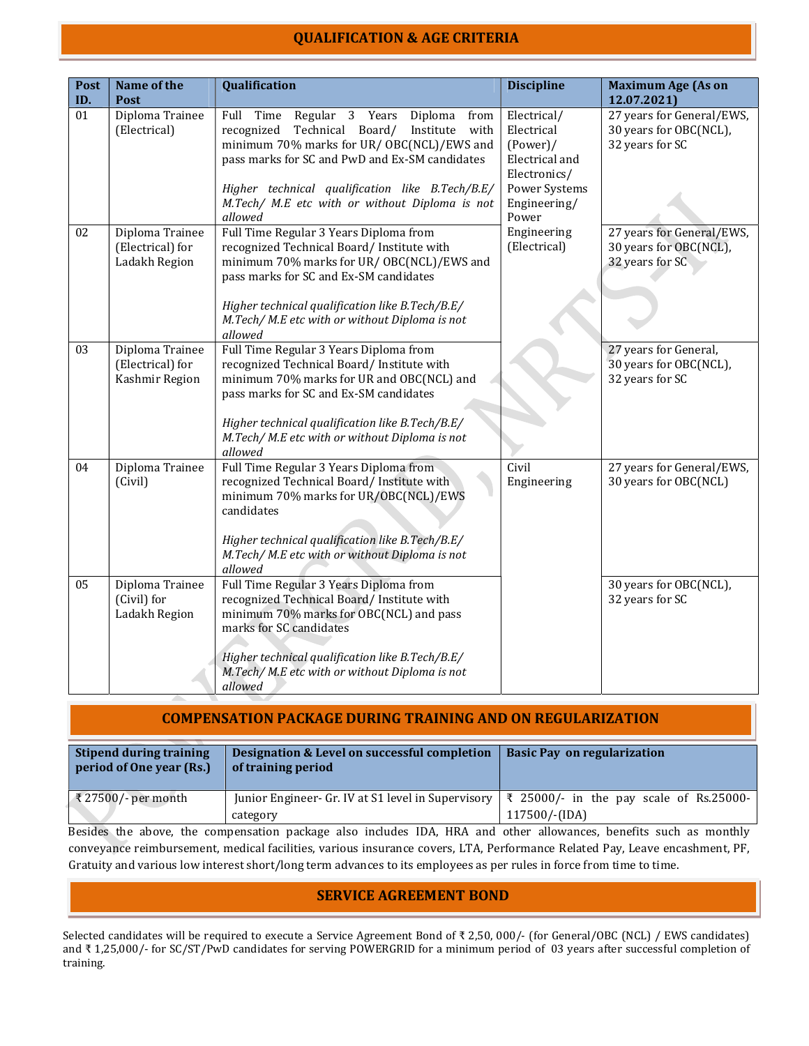## QUALIFICATION & AGE CRITERIA

| Post ID. | Name of the Post | Qualification | Discipline | Maximum Age (As on 12.07.2021) |
|---|---|---|---|---|
| 01 | Diploma Trainee (Electrical) | Full Time Regular 3 Years Diploma from recognized Technical Board/ Institute with minimum 70% marks for UR/ OBC(NCL)/EWS and pass marks for SC and PwD and Ex-SM candidates<br><br>*Higher technical qualification like B.Tech/B.E/ M.Tech/ M.E etc with or without Diploma is not allowed* | Electrical/ Electrical (Power)/ Electrical and Electronics/ Power Systems Engineering/ Power Engineering (Electrical) | 27 years for General/EWS, 30 years for OBC(NCL), 32 years for SC |
| 02 | Diploma Trainee (Electrical) for Ladakh Region | Full Time Regular 3 Years Diploma from recognized Technical Board/ Institute with minimum 70% marks for UR/ OBC(NCL)/EWS and pass marks for SC and Ex-SM candidates<br><br>*Higher technical qualification like B.Tech/B.E/ M.Tech/ M.E etc with or without Diploma is not allowed* | | 27 years for General/EWS, 30 years for OBC(NCL), 32 years for SC |
| 03 | Diploma Trainee (Electrical) for Kashmir Region | Full Time Regular 3 Years Diploma from recognized Technical Board/ Institute with minimum 70% marks for UR and OBC(NCL) and pass marks for SC and Ex-SM candidates<br><br>*Higher technical qualification like B.Tech/B.E/ M.Tech/ M.E etc with or without Diploma is not allowed* | | 27 years for General, 30 years for OBC(NCL), 32 years for SC |
| 04 | Diploma Trainee (Civil) | Full Time Regular 3 Years Diploma from recognized Technical Board/ Institute with minimum 70% marks for UR/OBC(NCL)/EWS candidates<br><br>*Higher technical qualification like B.Tech/B.E/ M.Tech/ M.E etc with or without Diploma is not allowed* | Civil Engineering | 27 years for General/EWS, 30 years for OBC(NCL) |
| 05 | Diploma Trainee (Civil) for Ladakh Region | Full Time Regular 3 Years Diploma from recognized Technical Board/ Institute with minimum 70% marks for OBC(NCL) and pass marks for SC candidates<br><br>*Higher technical qualification like B.Tech/B.E/ M.Tech/ M.E etc with or without Diploma is not allowed* | | 30 years for OBC(NCL), 32 years for SC |

## COMPENSATION PACKAGE DURING TRAINING AND ON REGULARIZATION

| Stipend during training period of One year (Rs.) | Designation & Level on successful completion of training period | Basic Pay on regularization |
|---|---|---|
| ₹ 27500/- per month | Junior Engineer- Gr. IV at S1 level in Supervisory category | ₹ 25000/- in the pay scale of Rs.25000-117500/-(IDA) |

Besides the above, the compensation package also includes IDA, HRA and other allowances, benefits such as monthly conveyance reimbursement, medical facilities, various insurance covers, LTA, Performance Related Pay, Leave encashment, PF, Gratuity and various low interest short/long term advances to its employees as per rules in force from time to time.

## SERVICE AGREEMENT BOND

Selected candidates will be required to execute a Service Agreement Bond of ₹ 2,50, 000/- (for General/OBC (NCL) / EWS candidates) and ₹ 1,25,000/- for SC/ST/PwD candidates for serving POWERGRID for a minimum period of 03 years after successful completion of training.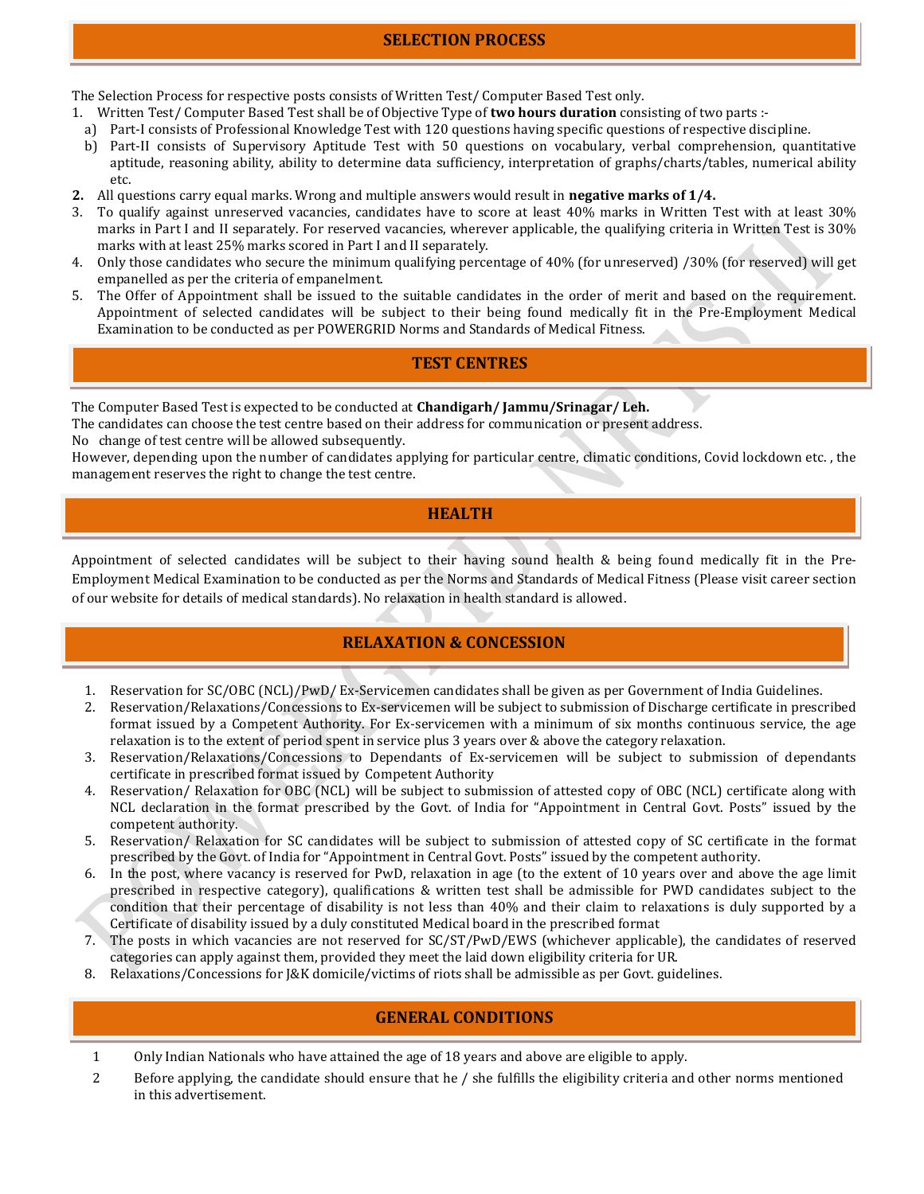## SELECTION PROCESS

The Selection Process for respective posts consists of Written Test/ Computer Based Test only.

1. Written Test/ Computer Based Test shall be of Objective Type of **two hours duration** consisting of two parts :-
   a) Part-I consists of Professional Knowledge Test with 120 questions having specific questions of respective discipline.
   b) Part-II consists of Supervisory Aptitude Test with 50 questions on vocabulary, verbal comprehension, quantitative aptitude, reasoning ability, ability to determine data sufficiency, interpretation of graphs/charts/tables, numerical ability etc.
2. All questions carry equal marks. Wrong and multiple answers would result in **negative marks of 1/4.**
3. To qualify against unreserved vacancies, candidates have to score at least 40% marks in Written Test with at least 30% marks in Part I and II separately. For reserved vacancies, wherever applicable, the qualifying criteria in Written Test is 30% marks with at least 25% marks scored in Part I and II separately.
4. Only those candidates who secure the minimum qualifying percentage of 40% (for unreserved) /30% (for reserved) will get empanelled as per the criteria of empanelment.
5. The Offer of Appointment shall be issued to the suitable candidates in the order of merit and based on the requirement. Appointment of selected candidates will be subject to their being found medically fit in the Pre-Employment Medical Examination to be conducted as per POWERGRID Norms and Standards of Medical Fitness.

## TEST CENTRES

The Computer Based Test is expected to be conducted at **Chandigarh/ Jammu/Srinagar/ Leh.**
The candidates can choose the test centre based on their address for communication or present address.
No change of test centre will be allowed subsequently.
However, depending upon the number of candidates applying for particular centre, climatic conditions, Covid lockdown etc. , the management reserves the right to change the test centre.

## HEALTH

Appointment of selected candidates will be subject to their having sound health & being found medically fit in the Pre-Employment Medical Examination to be conducted as per the Norms and Standards of Medical Fitness (Please visit career section of our website for details of medical standards). No relaxation in health standard is allowed.

## RELAXATION & CONCESSION

1. Reservation for SC/OBC (NCL)/PwD/ Ex-Servicemen candidates shall be given as per Government of India Guidelines.
2. Reservation/Relaxations/Concessions to Ex-servicemen will be subject to submission of Discharge certificate in prescribed format issued by a Competent Authority. For Ex-servicemen with a minimum of six months continuous service, the age relaxation is to the extent of period spent in service plus 3 years over & above the category relaxation.
3. Reservation/Relaxations/Concessions to Dependants of Ex-servicemen will be subject to submission of dependants certificate in prescribed format issued by Competent Authority
4. Reservation/ Relaxation for OBC (NCL) will be subject to submission of attested copy of OBC (NCL) certificate along with NCL declaration in the format prescribed by the Govt. of India for "Appointment in Central Govt. Posts" issued by the competent authority.
5. Reservation/ Relaxation for SC candidates will be subject to submission of attested copy of SC certificate in the format prescribed by the Govt. of India for "Appointment in Central Govt. Posts" issued by the competent authority.
6. In the post, where vacancy is reserved for PwD, relaxation in age (to the extent of 10 years over and above the age limit prescribed in respective category), qualifications & written test shall be admissible for PWD candidates subject to the condition that their percentage of disability is not less than 40% and their claim to relaxations is duly supported by a Certificate of disability issued by a duly constituted Medical board in the prescribed format
7. The posts in which vacancies are not reserved for SC/ST/PwD/EWS (whichever applicable), the candidates of reserved categories can apply against them, provided they meet the laid down eligibility criteria for UR.
8. Relaxations/Concessions for J&K domicile/victims of riots shall be admissible as per Govt. guidelines.

## GENERAL CONDITIONS

1. Only Indian Nationals who have attained the age of 18 years and above are eligible to apply.
2. Before applying, the candidate should ensure that he / she fulfills the eligibility criteria and other norms mentioned in this advertisement.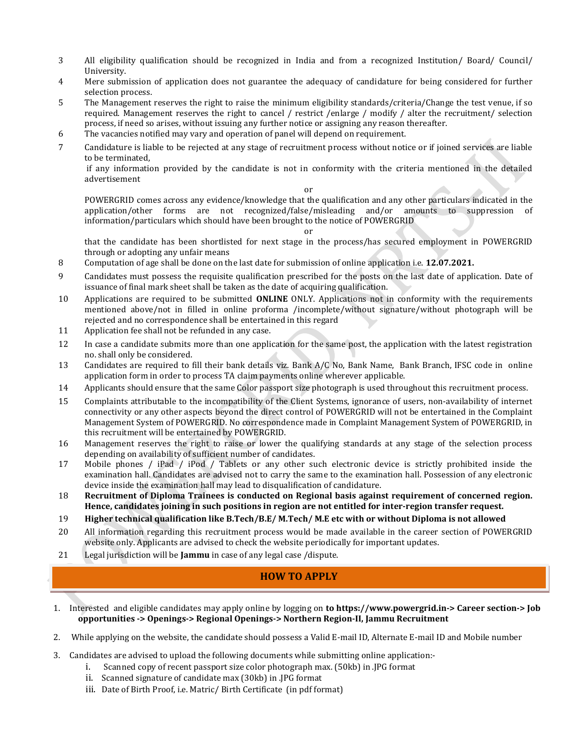3. All eligibility qualification should be recognized in India and from a recognized Institution/ Board/ Council/ University.
4. Mere submission of application does not guarantee the adequacy of candidature for being considered for further selection process.
5. The Management reserves the right to raise the minimum eligibility standards/criteria/Change the test venue, if so required. Management reserves the right to cancel / restrict /enlarge / modify / alter the recruitment/ selection process, if need so arises, without issuing any further notice or assigning any reason thereafter.
6. The vacancies notified may vary and operation of panel will depend on requirement.
7. Candidature is liable to be rejected at any stage of recruitment process without notice or if joined services are liable to be terminated,

   if any information provided by the candidate is not in conformity with the criteria mentioned in the detailed advertisement

   or

   POWERGRID comes across any evidence/knowledge that the qualification and any other particulars indicated in the application/other forms are not recognized/false/misleading and/or amounts to suppression of information/particulars which should have been brought to the notice of POWERGRID

   or

   that the candidate has been shortlisted for next stage in the process/has secured employment in POWERGRID through or adopting any unfair means
8. Computation of age shall be done on the last date for submission of online application i.e. **12.07.2021.**
9. Candidates must possess the requisite qualification prescribed for the posts on the last date of application. Date of issuance of final mark sheet shall be taken as the date of acquiring qualification.
10. Applications are required to be submitted **ONLINE** ONLY. Applications not in conformity with the requirements mentioned above/not in filled in online proforma /incomplete/without signature/without photograph will be rejected and no correspondence shall be entertained in this regard
11. Application fee shall not be refunded in any case.
12. In case a candidate submits more than one application for the same post, the application with the latest registration no. shall only be considered.
13. Candidates are required to fill their bank details viz. Bank A/C No, Bank Name, Bank Branch, IFSC code in online application form in order to process TA claim payments online wherever applicable.
14. Applicants should ensure that the same Color passport size photograph is used throughout this recruitment process.
15. Complaints attributable to the incompatibility of the Client Systems, ignorance of users, non-availability of internet connectivity or any other aspects beyond the direct control of POWERGRID will not be entertained in the Complaint Management System of POWERGRID. No correspondence made in Complaint Management System of POWERGRID, in this recruitment will be entertained by POWERGRID.
16. Management reserves the right to raise or lower the qualifying standards at any stage of the selection process depending on availability of sufficient number of candidates.
17. Mobile phones / iPad / iPod / Tablets or any other such electronic device is strictly prohibited inside the examination hall. Candidates are advised not to carry the same to the examination hall. Possession of any electronic device inside the examination hall may lead to disqualification of candidature.
18. **Recruitment of Diploma Trainees is conducted on Regional basis against requirement of concerned region. Hence, candidates joining in such positions in region are not entitled for inter-region transfer request.**
19. **Higher technical qualification like B.Tech/B.E/ M.Tech/ M.E etc with or without Diploma is not allowed**
20. All information regarding this recruitment process would be made available in the career section of POWERGRID website only. Applicants are advised to check the website periodically for important updates.
21. Legal jurisdiction will be **Jammu** in case of any legal case /dispute.

## HOW TO APPLY

1. Interested and eligible candidates may apply online by logging on **to https://www.powergrid.in-> Career section-> Job opportunities -> Openings-> Regional Openings-> Northern Region-II, Jammu Recruitment**
2. While applying on the website, the candidate should possess a Valid E-mail ID, Alternate E-mail ID and Mobile number
3. Candidates are advised to upload the following documents while submitting online application:-
   i. Scanned copy of recent passport size color photograph max. (50kb) in .JPG format
   ii. Scanned signature of candidate max (30kb) in .JPG format
   iii. Date of Birth Proof, i.e. Matric/ Birth Certificate (in pdf format)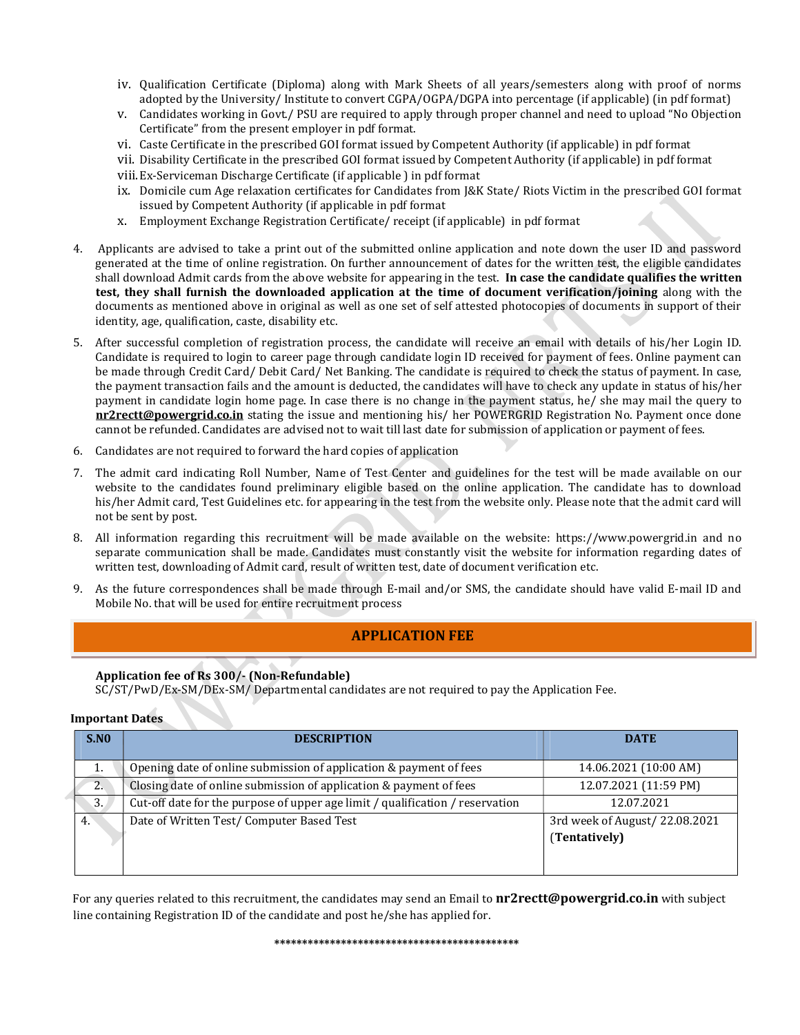iv. Qualification Certificate (Diploma) along with Mark Sheets of all years/semesters along with proof of norms adopted by the University/ Institute to convert CGPA/OGPA/DGPA into percentage (if applicable) (in pdf format)

v. Candidates working in Govt./ PSU are required to apply through proper channel and need to upload "No Objection Certificate" from the present employer in pdf format.

vi. Caste Certificate in the prescribed GOI format issued by Competent Authority (if applicable) in pdf format

vii. Disability Certificate in the prescribed GOI format issued by Competent Authority (if applicable) in pdf format

viii. Ex-Serviceman Discharge Certificate (if applicable ) in pdf format

ix. Domicile cum Age relaxation certificates for Candidates from J&K State/ Riots Victim in the prescribed GOI format issued by Competent Authority (if applicable in pdf format

x. Employment Exchange Registration Certificate/ receipt (if applicable) in pdf format

4. Applicants are advised to take a print out of the submitted online application and note down the user ID and password generated at the time of online registration. On further announcement of dates for the written test, the eligible candidates shall download Admit cards from the above website for appearing in the test. **In case the candidate qualifies the written test, they shall furnish the downloaded application at the time of document verification/joining** along with the documents as mentioned above in original as well as one set of self attested photocopies of documents in support of their identity, age, qualification, caste, disability etc.

5. After successful completion of registration process, the candidate will receive an email with details of his/her Login ID. Candidate is required to login to career page through candidate login ID received for payment of fees. Online payment can be made through Credit Card/ Debit Card/ Net Banking. The candidate is required to check the status of payment. In case, the payment transaction fails and the amount is deducted, the candidates will have to check any update in status of his/her payment in candidate login home page. In case there is no change in the payment status, he/ she may mail the query to **nr2rectt@powergrid.co.in** stating the issue and mentioning his/ her POWERGRID Registration No. Payment once done cannot be refunded. Candidates are advised not to wait till last date for submission of application or payment of fees.

6. Candidates are not required to forward the hard copies of application

7. The admit card indicating Roll Number, Name of Test Center and guidelines for the test will be made available on our website to the candidates found preliminary eligible based on the online application. The candidate has to download his/her Admit card, Test Guidelines etc. for appearing in the test from the website only. Please note that the admit card will not be sent by post.

8. All information regarding this recruitment will be made available on the website: https://www.powergrid.in and no separate communication shall be made. Candidates must constantly visit the website for information regarding dates of written test, downloading of Admit card, result of written test, date of document verification etc.

9. As the future correspondences shall be made through E-mail and/or SMS, the candidate should have valid E-mail ID and Mobile No. that will be used for entire recruitment process

## APPLICATION FEE

**Application fee of Rs 300/- (Non-Refundable)**
SC/ST/PwD/Ex-SM/DEx-SM/ Departmental candidates are not required to pay the Application Fee.

**Important Dates**

| S.N0 | DESCRIPTION | DATE |
|---|---|---|
| 1. | Opening date of online submission of application & payment of fees | 14.06.2021 (10:00 AM) |
| 2. | Closing date of online submission of application & payment of fees | 12.07.2021 (11:59 PM) |
| 3. | Cut-off date for the purpose of upper age limit / qualification / reservation | 12.07.2021 |
| 4. | Date of Written Test/ Computer Based Test | 3rd week of August/ 22.08.2021 (**Tentatively)** |

For any queries related to this recruitment, the candidates may send an Email to **nr2rectt@powergrid.co.in** with subject line containing Registration ID of the candidate and post he/she has applied for.

********************************************